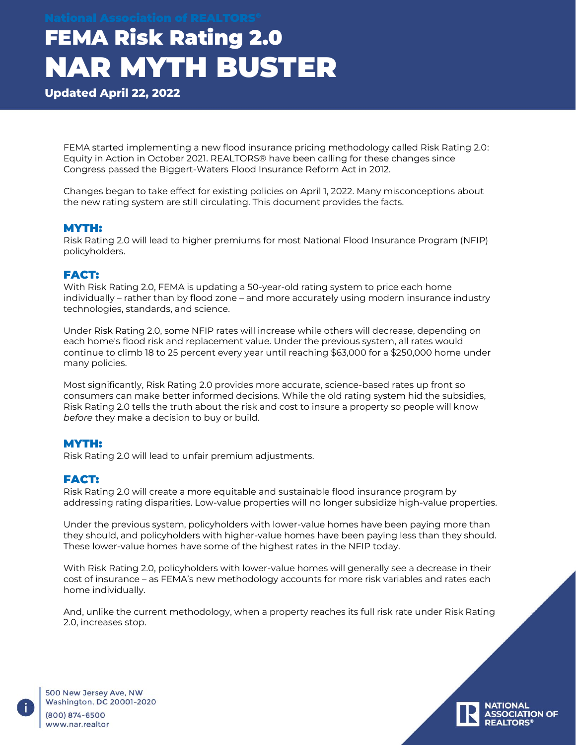National Association of REALTORS®

# FEMA Risk Rating 2.0
# NAR MYTH BUSTER

**Updated April 22, 2022**

FEMA started implementing a new flood insurance pricing methodology called Risk Rating 2.0: Equity in Action in October 2021. REALTORS® have been calling for these changes since Congress passed the Biggert-Waters Flood Insurance Reform Act in 2012.

Changes began to take effect for existing policies on April 1, 2022. Many misconceptions about the new rating system are still circulating. This document provides the facts.

### MYTH:

Risk Rating 2.0 will lead to higher premiums for most National Flood Insurance Program (NFIP) policyholders.

### FACT:

With Risk Rating 2.0, FEMA is updating a 50-year-old rating system to price each home individually – rather than by flood zone – and more accurately using modern insurance industry technologies, standards, and science.

Under Risk Rating 2.0, some NFIP rates will increase while others will decrease, depending on each home's flood risk and replacement value. Under the previous system, all rates would continue to climb 18 to 25 percent every year until reaching $63,000 for a $250,000 home under many policies.

Most significantly, Risk Rating 2.0 provides more accurate, science-based rates up front so consumers can make better informed decisions. While the old rating system hid the subsidies, Risk Rating 2.0 tells the truth about the risk and cost to insure a property so people will know *before* they make a decision to buy or build.

### MYTH:

Risk Rating 2.0 will lead to unfair premium adjustments.

### FACT:

Risk Rating 2.0 will create a more equitable and sustainable flood insurance program by addressing rating disparities. Low-value properties will no longer subsidize high-value properties.

Under the previous system, policyholders with lower-value homes have been paying more than they should, and policyholders with higher-value homes have been paying less than they should. These lower-value homes have some of the highest rates in the NFIP today.

With Risk Rating 2.0, policyholders with lower-value homes will generally see a decrease in their cost of insurance – as FEMA's new methodology accounts for more risk variables and rates each home individually.

And, unlike the current methodology, when a property reaches its full risk rate under Risk Rating 2.0, increases stop.

500 New Jersey Ave, NW
Washington, DC 20001-2020
(800) 874-6500
www.nar.realtor

NATIONAL ASSOCIATION OF REALTORS®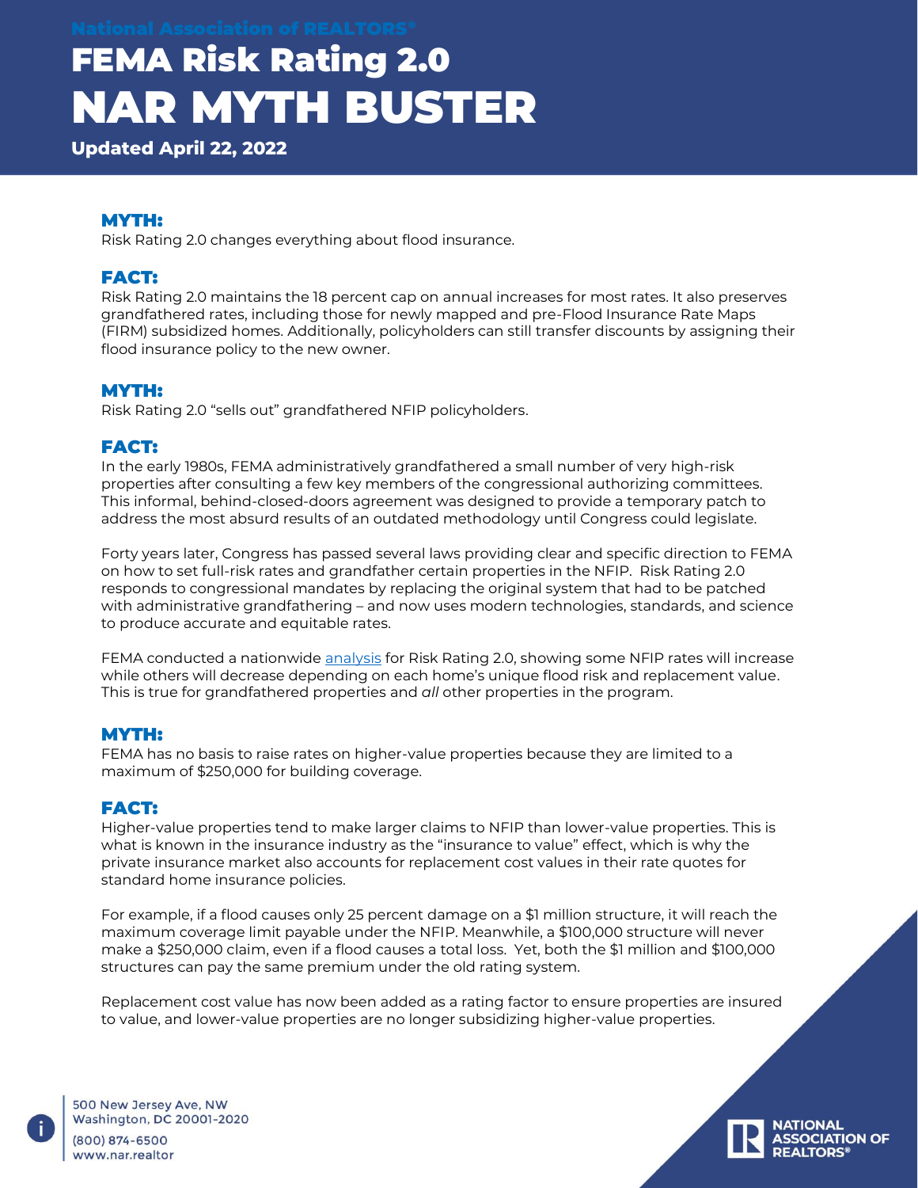National Association of REALTORS®

# FEMA Risk Rating 2.0
# NAR MYTH BUSTER

**Updated April 22, 2022**

### MYTH:

Risk Rating 2.0 changes everything about flood insurance.

### FACT:

Risk Rating 2.0 maintains the 18 percent cap on annual increases for most rates. It also preserves grandfathered rates, including those for newly mapped and pre-Flood Insurance Rate Maps (FIRM) subsidized homes. Additionally, policyholders can still transfer discounts by assigning their flood insurance policy to the new owner.

### MYTH:

Risk Rating 2.0 "sells out" grandfathered NFIP policyholders.

### FACT:

In the early 1980s, FEMA administratively grandfathered a small number of very high-risk properties after consulting a few key members of the congressional authorizing committees. This informal, behind-closed-doors agreement was designed to provide a temporary patch to address the most absurd results of an outdated methodology until Congress could legislate.

Forty years later, Congress has passed several laws providing clear and specific direction to FEMA on how to set full-risk rates and grandfather certain properties in the NFIP. Risk Rating 2.0 responds to congressional mandates by replacing the original system that had to be patched with administrative grandfathering – and now uses modern technologies, standards, and science to produce accurate and equitable rates.

FEMA conducted a nationwide analysis for Risk Rating 2.0, showing some NFIP rates will increase while others will decrease depending on each home's unique flood risk and replacement value. This is true for grandfathered properties and *all* other properties in the program.

### MYTH:

FEMA has no basis to raise rates on higher-value properties because they are limited to a maximum of $250,000 for building coverage.

### FACT:

Higher-value properties tend to make larger claims to NFIP than lower-value properties. This is what is known in the insurance industry as the "insurance to value" effect, which is why the private insurance market also accounts for replacement cost values in their rate quotes for standard home insurance policies.

For example, if a flood causes only 25 percent damage on a $1 million structure, it will reach the maximum coverage limit payable under the NFIP. Meanwhile, a $100,000 structure will never make a $250,000 claim, even if a flood causes a total loss. Yet, both the $1 million and $100,000 structures can pay the same premium under the old rating system.

Replacement cost value has now been added as a rating factor to ensure properties are insured to value, and lower-value properties are no longer subsidizing higher-value properties.

500 New Jersey Ave, NW
Washington, DC 20001-2020
(800) 874-6500
www.nar.realtor

NATIONAL ASSOCIATION OF REALTORS®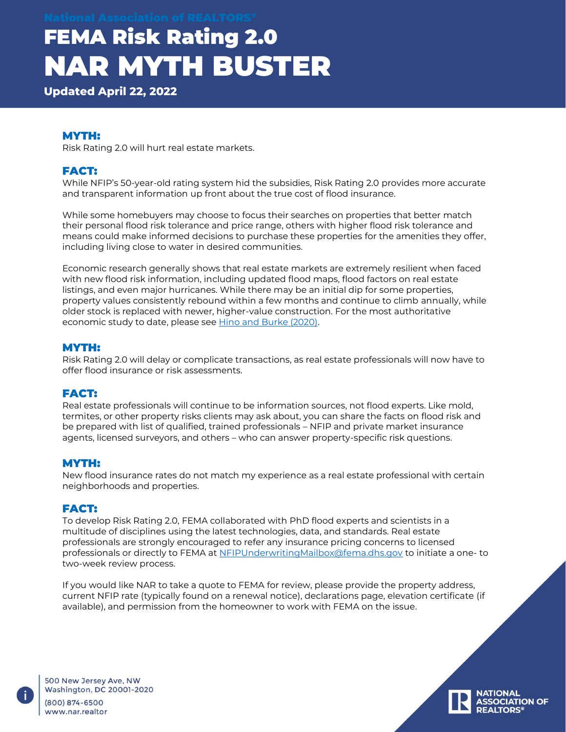National Association of REALTORS®

# FEMA Risk Rating 2.0
# NAR MYTH BUSTER

**Updated April 22, 2022**

### MYTH:

Risk Rating 2.0 will hurt real estate markets.

### FACT:

While NFIP's 50-year-old rating system hid the subsidies, Risk Rating 2.0 provides more accurate and transparent information up front about the true cost of flood insurance.

While some homebuyers may choose to focus their searches on properties that better match their personal flood risk tolerance and price range, others with higher flood risk tolerance and means could make informed decisions to purchase these properties for the amenities they offer, including living close to water in desired communities.

Economic research generally shows that real estate markets are extremely resilient when faced with new flood risk information, including updated flood maps, flood factors on real estate listings, and even major hurricanes. While there may be an initial dip for some properties, property values consistently rebound within a few months and continue to climb annually, while older stock is replaced with newer, higher-value construction. For the most authoritative economic study to date, please see Hino and Burke (2020).

### MYTH:

Risk Rating 2.0 will delay or complicate transactions, as real estate professionals will now have to offer flood insurance or risk assessments.

### FACT:

Real estate professionals will continue to be information sources, not flood experts. Like mold, termites, or other property risks clients may ask about, you can share the facts on flood risk and be prepared with list of qualified, trained professionals – NFIP and private market insurance agents, licensed surveyors, and others – who can answer property-specific risk questions.

### MYTH:

New flood insurance rates do not match my experience as a real estate professional with certain neighborhoods and properties.

### FACT:

To develop Risk Rating 2.0, FEMA collaborated with PhD flood experts and scientists in a multitude of disciplines using the latest technologies, data, and standards. Real estate professionals are strongly encouraged to refer any insurance pricing concerns to licensed professionals or directly to FEMA at NFIPUnderwritingMailbox@fema.dhs.gov to initiate a one- to two-week review process.

If you would like NAR to take a quote to FEMA for review, please provide the property address, current NFIP rate (typically found on a renewal notice), declarations page, elevation certificate (if available), and permission from the homeowner to work with FEMA on the issue.

500 New Jersey Ave, NW
Washington, DC 20001-2020
(800) 874-6500
www.nar.realtor

NATIONAL ASSOCIATION OF REALTORS®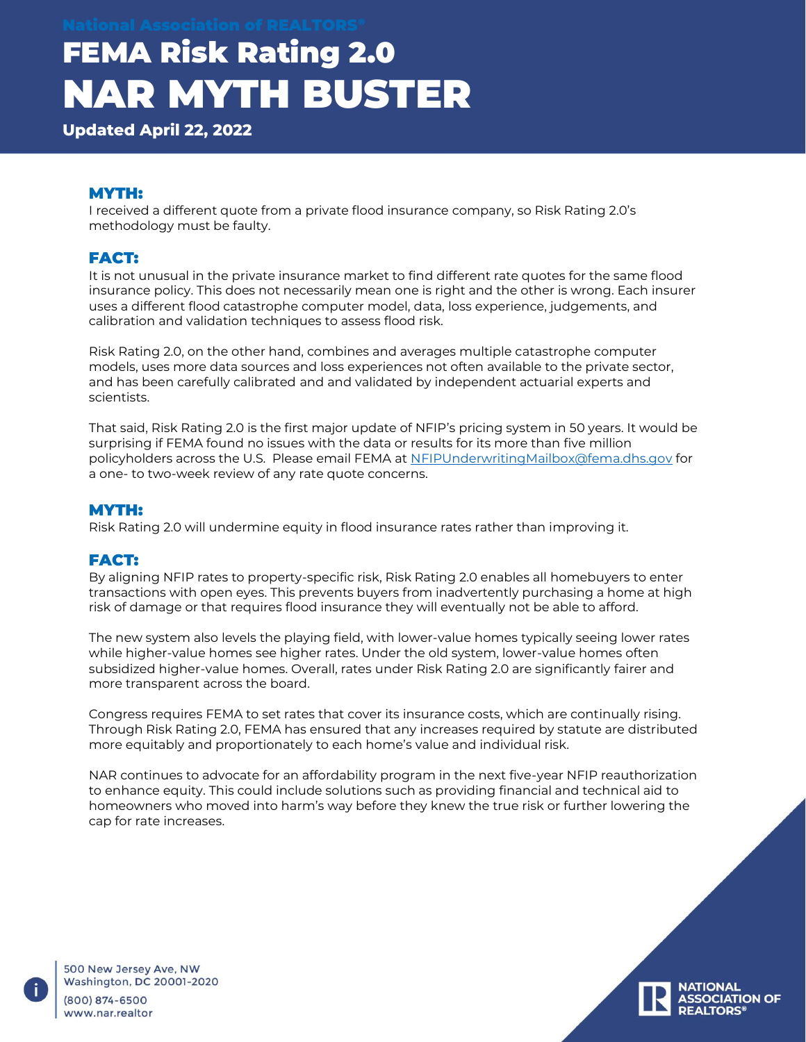National Association of REALTORS®

# FEMA Risk Rating 2.0
# NAR MYTH BUSTER

**Updated April 22, 2022**

## MYTH:

I received a different quote from a private flood insurance company, so Risk Rating 2.0's methodology must be faulty.

## FACT:

It is not unusual in the private insurance market to find different rate quotes for the same flood insurance policy. This does not necessarily mean one is right and the other is wrong. Each insurer uses a different flood catastrophe computer model, data, loss experience, judgements, and calibration and validation techniques to assess flood risk.

Risk Rating 2.0, on the other hand, combines and averages multiple catastrophe computer models, uses more data sources and loss experiences not often available to the private sector, and has been carefully calibrated and and validated by independent actuarial experts and scientists.

That said, Risk Rating 2.0 is the first major update of NFIP's pricing system in 50 years. It would be surprising if FEMA found no issues with the data or results for its more than five million policyholders across the U.S. Please email FEMA at NFIPUnderwritingMailbox@fema.dhs.gov for a one- to two-week review of any rate quote concerns.

## MYTH:

Risk Rating 2.0 will undermine equity in flood insurance rates rather than improving it.

## FACT:

By aligning NFIP rates to property-specific risk, Risk Rating 2.0 enables all homebuyers to enter transactions with open eyes. This prevents buyers from inadvertently purchasing a home at high risk of damage or that requires flood insurance they will eventually not be able to afford.

The new system also levels the playing field, with lower-value homes typically seeing lower rates while higher-value homes see higher rates. Under the old system, lower-value homes often subsidized higher-value homes. Overall, rates under Risk Rating 2.0 are significantly fairer and more transparent across the board.

Congress requires FEMA to set rates that cover its insurance costs, which are continually rising. Through Risk Rating 2.0, FEMA has ensured that any increases required by statute are distributed more equitably and proportionately to each home's value and individual risk.

NAR continues to advocate for an affordability program in the next five-year NFIP reauthorization to enhance equity. This could include solutions such as providing financial and technical aid to homeowners who moved into harm's way before they knew the true risk or further lowering the cap for rate increases.

500 New Jersey Ave, NW
Washington, DC 20001-2020
(800) 874-6500
www.nar.realtor

NATIONAL ASSOCIATION OF REALTORS®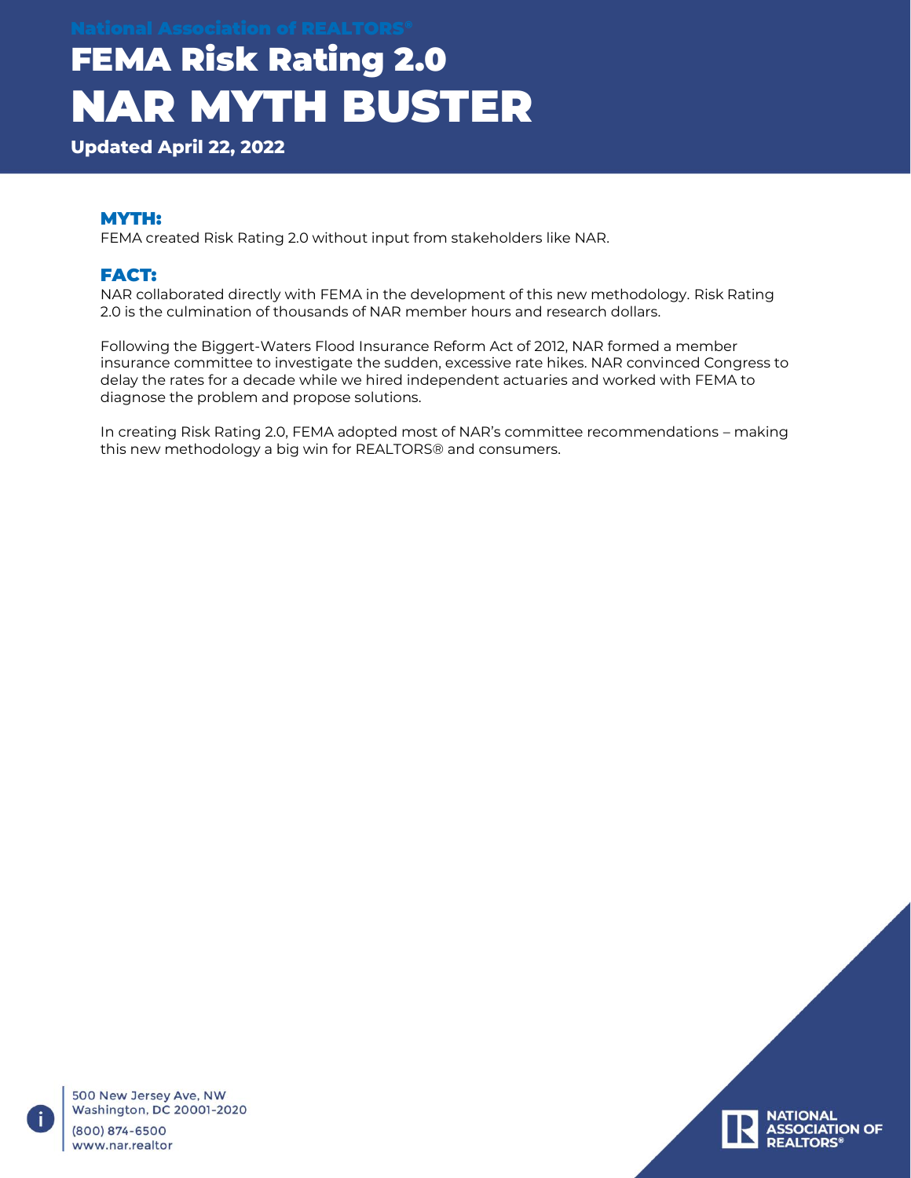National Association of REALTORS®

# FEMA Risk Rating 2.0

# NAR MYTH BUSTER

**Updated April 22, 2022**

## MYTH:

FEMA created Risk Rating 2.0 without input from stakeholders like NAR.

## FACT:

NAR collaborated directly with FEMA in the development of this new methodology. Risk Rating 2.0 is the culmination of thousands of NAR member hours and research dollars.

Following the Biggert-Waters Flood Insurance Reform Act of 2012, NAR formed a member insurance committee to investigate the sudden, excessive rate hikes. NAR convinced Congress to delay the rates for a decade while we hired independent actuaries and worked with FEMA to diagnose the problem and propose solutions.

In creating Risk Rating 2.0, FEMA adopted most of NAR's committee recommendations – making this new methodology a big win for REALTORS® and consumers.

500 New Jersey Ave, NW
Washington, DC 20001-2020
(800) 874-6500
www.nar.realtor

NATIONAL ASSOCIATION OF REALTORS®